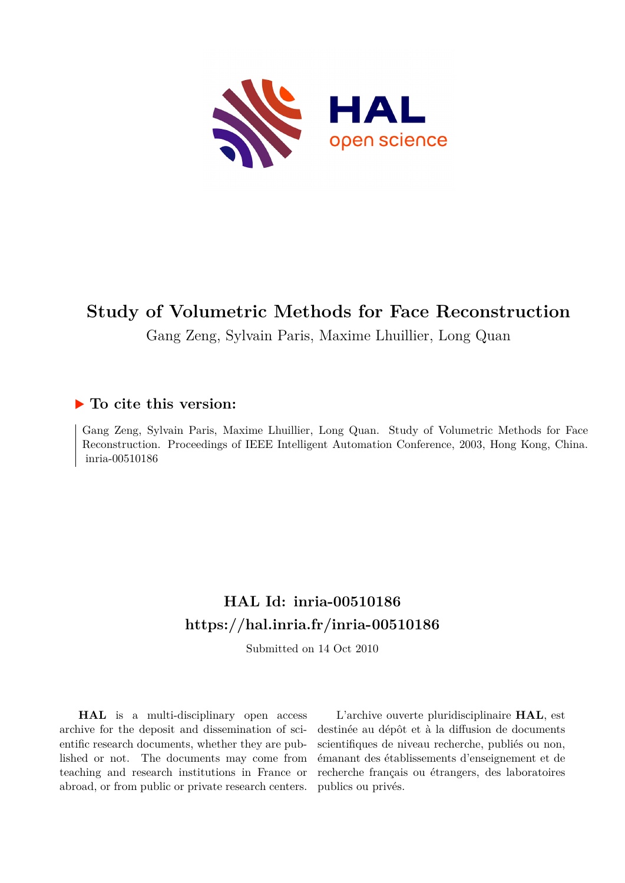# Study of Volumetric Methods for Face Reconstruction

Gang Zeng, Sylvain Paris, Maxime Lhuillier, Long Quan

## ▶ To cite this version:

Gang Zeng, Sylvain Paris, Maxime Lhuillier, Long Quan. Study of Volumetric Methods for Face Reconstruction. Proceedings of IEEE Intelligent Automation Conference, 2003, Hong Kong, China. inria-00510186

## HAL Id: inria-00510186

## https://hal.inria.fr/inria-00510186

Submitted on 14 Oct 2010

**HAL** is a multi-disciplinary open access archive for the deposit and dissemination of scientific research documents, whether they are published or not. The documents may come from teaching and research institutions in France or abroad, or from public or private research centers.

L'archive ouverte pluridisciplinaire **HAL**, est destinée au dépôt et à la diffusion de documents scientifiques de niveau recherche, publiés ou non, émanant des établissements d'enseignement et de recherche français ou étrangers, des laboratoires publics ou privés.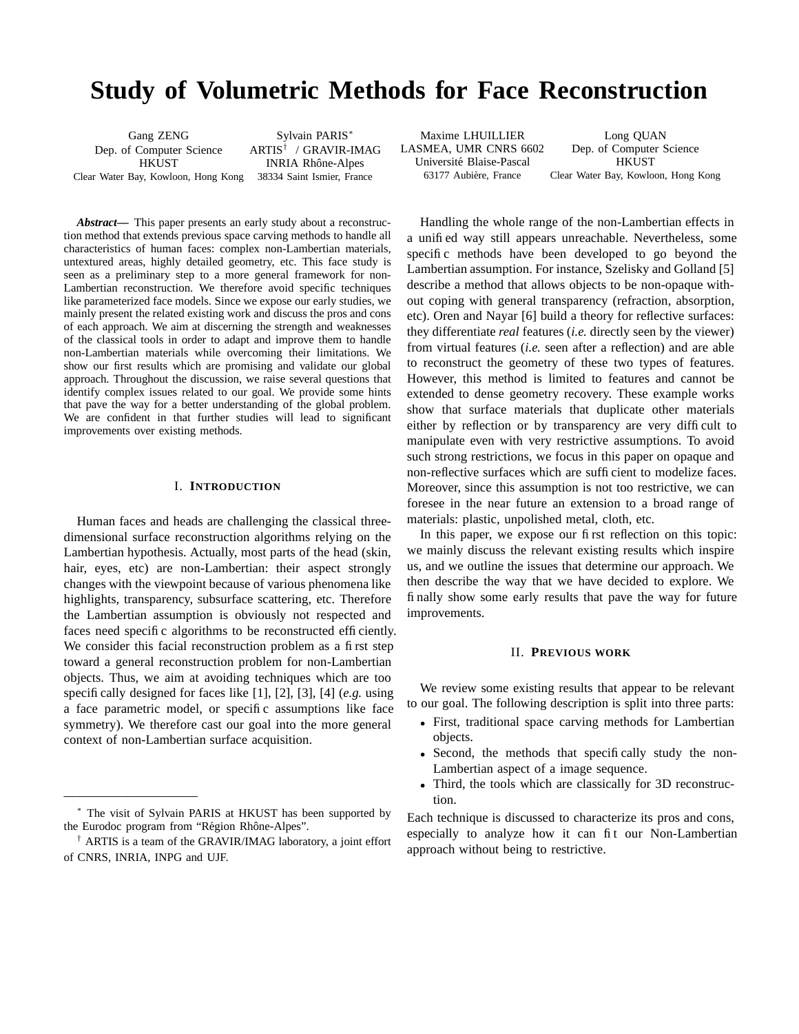# Study of Volumetric Methods for Face Reconstruction

Gang ZENG
Dep. of Computer Science
HKUST
Clear Water Bay, Kowloon, Hong Kong

Sylvain PARIS*
ARTIS† / GRAVIR-IMAG
INRIA Rhône-Alpes
38334 Saint Ismier, France

Maxime LHUILLIER
LASMEA, UMR CNRS 6602
Université Blaise-Pascal
63177 Aubière, France

Long QUAN
Dep. of Computer Science
HKUST
Clear Water Bay, Kowloon, Hong Kong

***Abstract*— This paper presents an early study about a reconstruction method that extends previous space carving methods to handle all characteristics of human faces: complex non-Lambertian materials, untextured areas, highly detailed geometry, etc. This face study is seen as a preliminary step to a more general framework for non-Lambertian reconstruction. We therefore avoid specific techniques like parameterized face models. Since we expose our early studies, we mainly present the related existing work and discuss the pros and cons of each approach. We aim at discerning the strength and weaknesses of the classical tools in order to adapt and improve them to handle non-Lambertian materials while overcoming their limitations. We show our first results which are promising and validate our global approach. Throughout the discussion, we raise several questions that identify complex issues related to our goal. We provide some hints that pave the way for a better understanding of the global problem. We are confident in that further studies will lead to significant improvements over existing methods.

## I. Introduction

Human faces and heads are challenging the classical three-dimensional surface reconstruction algorithms relying on the Lambertian hypothesis. Actually, most parts of the head (skin, hair, eyes, etc) are non-Lambertian: their aspect strongly changes with the viewpoint because of various phenomena like highlights, transparency, subsurface scattering, etc. Therefore the Lambertian assumption is obviously not respected and faces need specific algorithms to be reconstructed efficiently. We consider this facial reconstruction problem as a first step toward a general reconstruction problem for non-Lambertian objects. Thus, we aim at avoiding techniques which are too specifically designed for faces like [1], [2], [3], [4] (*e.g.* using a face parametric model, or specific assumptions like face symmetry). We therefore cast our goal into the more general context of non-Lambertian surface acquisition.

Handling the whole range of the non-Lambertian effects in a unified way still appears unreachable. Nevertheless, some specific methods have been developed to go beyond the Lambertian assumption. For instance, Szelisky and Golland [5] describe a method that allows objects to be non-opaque without coping with general transparency (refraction, absorption, etc). Oren and Nayar [6] build a theory for reflective surfaces: they differentiate *real* features (*i.e.* directly seen by the viewer) from virtual features (*i.e.* seen after a reflection) and are able to reconstruct the geometry of these two types of features. However, this method is limited to features and cannot be extended to dense geometry recovery. These example works show that surface materials that duplicate other materials either by reflection or by transparency are very difficult to manipulate even with very restrictive assumptions. To avoid such strong restrictions, we focus in this paper on opaque and non-reflective surfaces which are sufficient to modelize faces. Moreover, since this assumption is not too restrictive, we can foresee in the near future an extension to a broad range of materials: plastic, unpolished metal, cloth, etc.

In this paper, we expose our first reflection on this topic: we mainly discuss the relevant existing results which inspire us, and we outline the issues that determine our approach. We then describe the way that we have decided to explore. We finally show some early results that pave the way for future improvements.

## II. Previous work

We review some existing results that appear to be relevant to our goal. The following description is split into three parts:

- First, traditional space carving methods for Lambertian objects.
- Second, the methods that specifically study the non-Lambertian aspect of a image sequence.
- Third, the tools which are classically for 3D reconstruction.

Each technique is discussed to characterize its pros and cons, especially to analyze how it can fit our Non-Lambertian approach without being to restrictive.

* The visit of Sylvain PARIS at HKUST has been supported by the Eurodoc program from "Région Rhône-Alpes".

† ARTIS is a team of the GRAVIR/IMAG laboratory, a joint effort of CNRS, INRIA, INPG and UJF.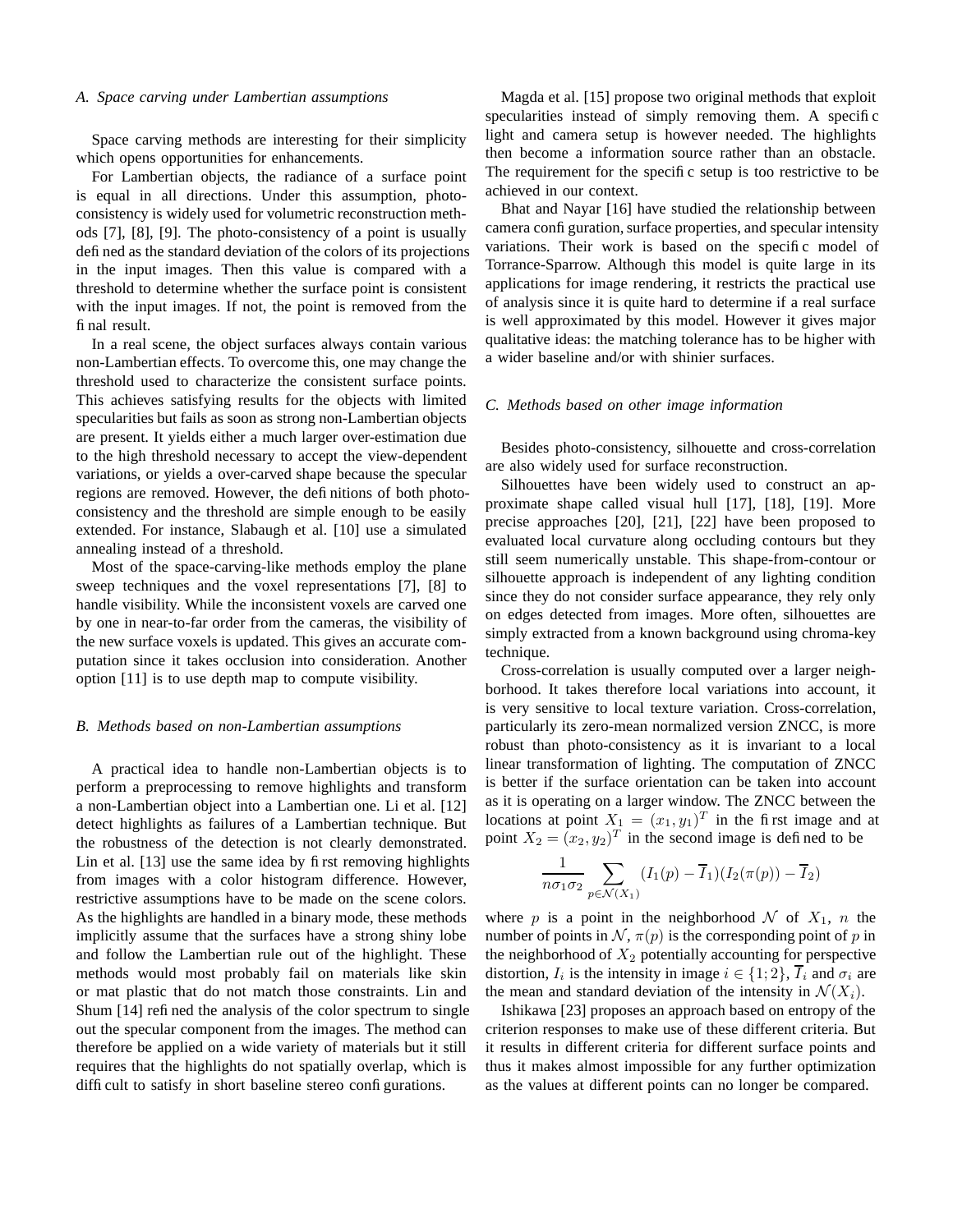### A. Space carving under Lambertian assumptions

Space carving methods are interesting for their simplicity which opens opportunities for enhancements.

For Lambertian objects, the radiance of a surface point is equal in all directions. Under this assumption, photo-consistency is widely used for volumetric reconstruction methods [7], [8], [9]. The photo-consistency of a point is usually defined as the standard deviation of the colors of its projections in the input images. Then this value is compared with a threshold to determine whether the surface point is consistent with the input images. If not, the point is removed from the final result.

In a real scene, the object surfaces always contain various non-Lambertian effects. To overcome this, one may change the threshold used to characterize the consistent surface points. This achieves satisfying results for the objects with limited specularities but fails as soon as strong non-Lambertian objects are present. It yields either a much larger over-estimation due to the high threshold necessary to accept the view-dependent variations, or yields a over-carved shape because the specular regions are removed. However, the definitions of both photo-consistency and the threshold are simple enough to be easily extended. For instance, Slabaugh et al. [10] use a simulated annealing instead of a threshold.

Most of the space-carving-like methods employ the plane sweep techniques and the voxel representations [7], [8] to handle visibility. While the inconsistent voxels are carved one by one in near-to-far order from the cameras, the visibility of the new surface voxels is updated. This gives an accurate computation since it takes occlusion into consideration. Another option [11] is to use depth map to compute visibility.

### B. Methods based on non-Lambertian assumptions

A practical idea to handle non-Lambertian objects is to perform a preprocessing to remove highlights and transform a non-Lambertian object into a Lambertian one. Li et al. [12] detect highlights as failures of a Lambertian technique. But the robustness of the detection is not clearly demonstrated. Lin et al. [13] use the same idea by first removing highlights from images with a color histogram difference. However, restrictive assumptions have to be made on the scene colors. As the highlights are handled in a binary mode, these methods implicitly assume that the surfaces have a strong shiny lobe and follow the Lambertian rule out of the highlight. These methods would most probably fail on materials like skin or mat plastic that do not match those constraints. Lin and Shum [14] refined the analysis of the color spectrum to single out the specular component from the images. The method can therefore be applied on a wide variety of materials but it still requires that the highlights do not spatially overlap, which is difficult to satisfy in short baseline stereo configurations.

Magda et al. [15] propose two original methods that exploit specularities instead of simply removing them. A specific light and camera setup is however needed. The highlights then become a information source rather than an obstacle. The requirement for the specific setup is too restrictive to be achieved in our context.

Bhat and Nayar [16] have studied the relationship between camera configuration, surface properties, and specular intensity variations. Their work is based on the specific model of Torrance-Sparrow. Although this model is quite large in its applications for image rendering, it restricts the practical use of analysis since it is quite hard to determine if a real surface is well approximated by this model. However it gives major qualitative ideas: the matching tolerance has to be higher with a wider baseline and/or with shinier surfaces.

### C. Methods based on other image information

Besides photo-consistency, silhouette and cross-correlation are also widely used for surface reconstruction.

Silhouettes have been widely used to construct an approximate shape called visual hull [17], [18], [19]. More precise approaches [20], [21], [22] have been proposed to evaluated local curvature along occluding contours but they still seem numerically unstable. This shape-from-contour or silhouette approach is independent of any lighting condition since they do not consider surface appearance, they rely only on edges detected from images. More often, silhouettes are simply extracted from a known background using chroma-key technique.

Cross-correlation is usually computed over a larger neighborhood. It takes therefore local variations into account, it is very sensitive to local texture variation. Cross-correlation, particularly its zero-mean normalized version ZNCC, is more robust than photo-consistency as it is invariant to a local linear transformation of lighting. The computation of ZNCC is better if the surface orientation can be taken into account as it is operating on a larger window. The ZNCC between the locations at point $X_1 = (x_1, y_1)^T$ in the first image and at point $X_2 = (x_2, y_2)^T$ in the second image is defined to be

$$\frac{1}{n\sigma_1\sigma_2} \sum_{p \in \mathcal{N}(X_1)} (I_1(p) - \overline{I}_1)(I_2(\pi(p)) - \overline{I}_2)$$

where $p$ is a point in the neighborhood $\mathcal{N}$ of $X_1$, $n$ the number of points in $\mathcal{N}$, $\pi(p)$ is the corresponding point of $p$ in the neighborhood of $X_2$ potentially accounting for perspective distortion, $I_i$ is the intensity in image $i \in \{1; 2\}$, $\overline{I}_i$ and $\sigma_i$ are the mean and standard deviation of the intensity in $\mathcal{N}(X_i)$.

Ishikawa [23] proposes an approach based on entropy of the criterion responses to make use of these different criteria. But it results in different criteria for different surface points and thus it makes almost impossible for any further optimization as the values at different points can no longer be compared.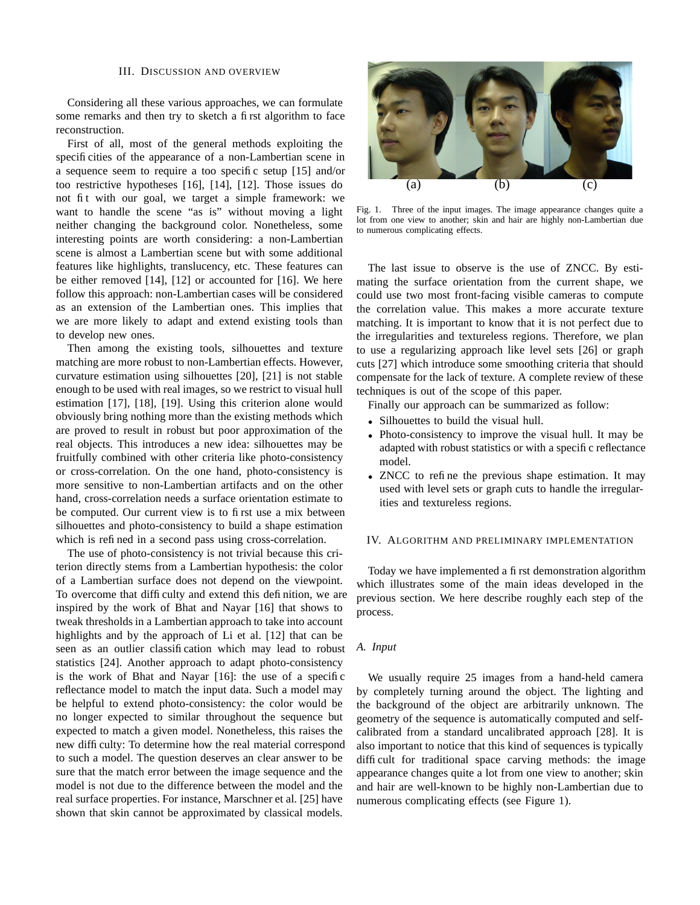## III. Discussion and overview

Considering all these various approaches, we can formulate some remarks and then try to sketch a first algorithm to face reconstruction.

First of all, most of the general methods exploiting the specificities of the appearance of a non-Lambertian scene in a sequence seem to require a too specific setup [15] and/or too restrictive hypotheses [16], [14], [12]. Those issues do not fit with our goal, we target a simple framework: we want to handle the scene "as is" without moving a light neither changing the background color. Nonetheless, some interesting points are worth considering: a non-Lambertian scene is almost a Lambertian scene but with some additional features like highlights, translucency, etc. These features can be either removed [14], [12] or accounted for [16]. We here follow this approach: non-Lambertian cases will be considered as an extension of the Lambertian ones. This implies that we are more likely to adapt and extend existing tools than to develop new ones.

Then among the existing tools, silhouettes and texture matching are more robust to non-Lambertian effects. However, curvature estimation using silhouettes [20], [21] is not stable enough to be used with real images, so we restrict to visual hull estimation [17], [18], [19]. Using this criterion alone would obviously bring nothing more than the existing methods which are proved to result in robust but poor approximation of the real objects. This introduces a new idea: silhouettes may be fruitfully combined with other criteria like photo-consistency or cross-correlation. On the one hand, photo-consistency is more sensitive to non-Lambertian artifacts and on the other hand, cross-correlation needs a surface orientation estimate to be computed. Our current view is to first use a mix between silhouettes and photo-consistency to build a shape estimation which is refined in a second pass using cross-correlation.

The use of photo-consistency is not trivial because this criterion directly stems from a Lambertian hypothesis: the color of a Lambertian surface does not depend on the viewpoint. To overcome that difficulty and extend this definition, we are inspired by the work of Bhat and Nayar [16] that shows to tweak thresholds in a Lambertian approach to take into account highlights and by the approach of Li et al. [12] that can be seen as an outlier classification which may lead to robust statistics [24]. Another approach to adapt photo-consistency is the work of Bhat and Nayar [16]: the use of a specific reflectance model to match the input data. Such a model may be helpful to extend photo-consistency: the color would be no longer expected to similar throughout the sequence but expected to match a given model. Nonetheless, this raises the new difficulty: To determine how the real material correspond to such a model. The question deserves an clear answer to be sure that the match error between the image sequence and the model is not due to the difference between the model and the real surface properties. For instance, Marschner et al. [25] have shown that skin cannot be approximated by classical models.

(a) (b) (c)

Fig. 1. Three of the input images. The image appearance changes quite a lot from one view to another; skin and hair are highly non-Lambertian due to numerous complicating effects.

The last issue to observe is the use of ZNCC. By estimating the surface orientation from the current shape, we could use two most front-facing visible cameras to compute the correlation value. This makes a more accurate texture matching. It is important to know that it is not perfect due to the irregularities and textureless regions. Therefore, we plan to use a regularizing approach like level sets [26] or graph cuts [27] which introduce some smoothing criteria that should compensate for the lack of texture. A complete review of these techniques is out of the scope of this paper.

Finally our approach can be summarized as follow:

- Silhouettes to build the visual hull.
- Photo-consistency to improve the visual hull. It may be adapted with robust statistics or with a specific reflectance model.
- ZNCC to refine the previous shape estimation. It may used with level sets or graph cuts to handle the irregularities and textureless regions.

## IV. Algorithm and preliminary implementation

Today we have implemented a first demonstration algorithm which illustrates some of the main ideas developed in the previous section. We here describe roughly each step of the process.

### A. *Input*

We usually require 25 images from a hand-held camera by completely turning around the object. The lighting and the background of the object are arbitrarily unknown. The geometry of the sequence is automatically computed and self-calibrated from a standard uncalibrated approach [28]. It is also important to notice that this kind of sequences is typically difficult for traditional space carving methods: the image appearance changes quite a lot from one view to another; skin and hair are well-known to be highly non-Lambertian due to numerous complicating effects (see Figure 1).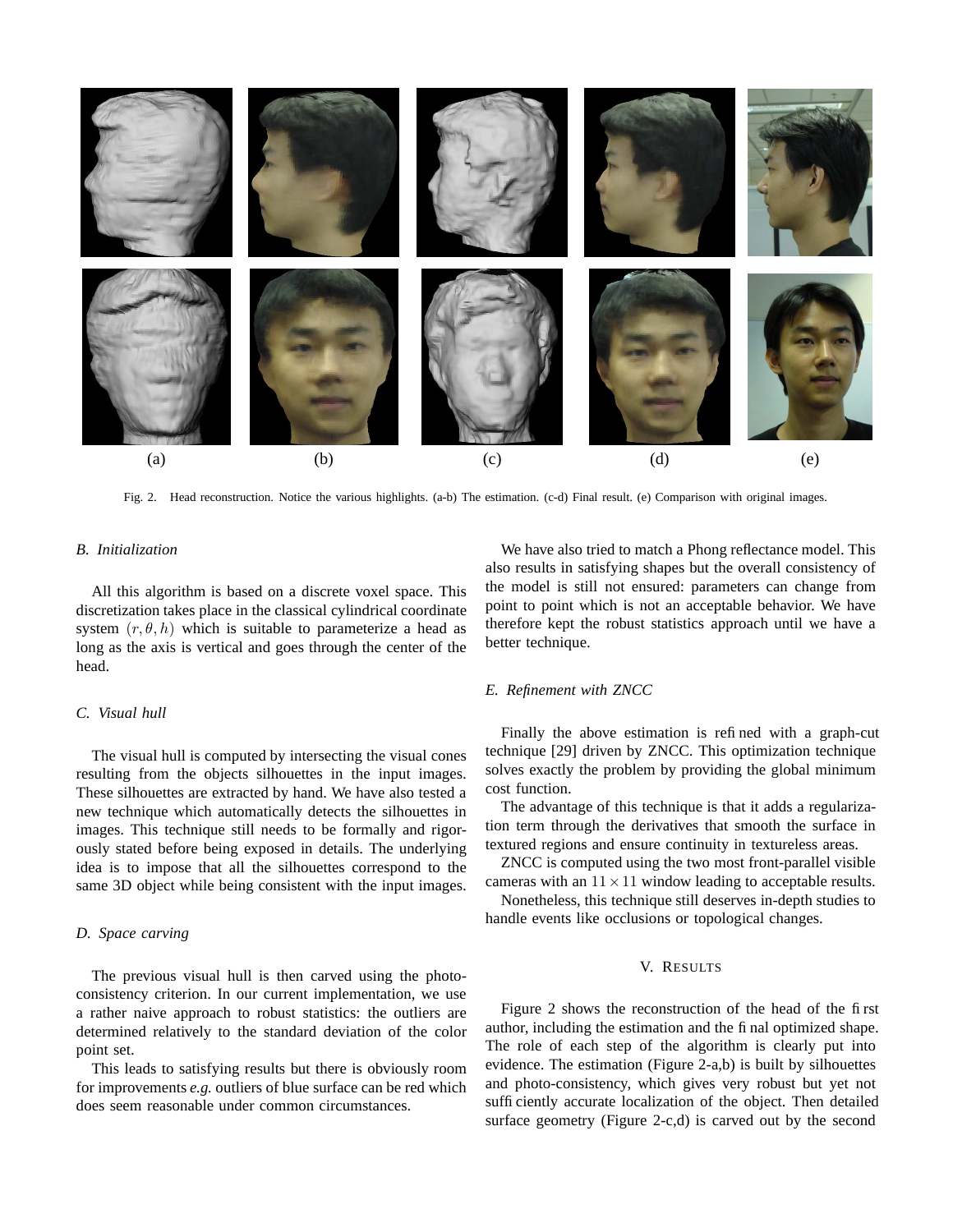(a) (b) (c) (d) (e)

Fig. 2. Head reconstruction. Notice the various highlights. (a-b) The estimation. (c-d) Final result. (e) Comparison with original images.

### B. Initialization

All this algorithm is based on a discrete voxel space. This discretization takes place in the classical cylindrical coordinate system $(r, \theta, h)$ which is suitable to parameterize a head as long as the axis is vertical and goes through the center of the head.

### C. Visual hull

The visual hull is computed by intersecting the visual cones resulting from the objects silhouettes in the input images. These silhouettes are extracted by hand. We have also tested a new technique which automatically detects the silhouettes in images. This technique still needs to be formally and rigorously stated before being exposed in details. The underlying idea is to impose that all the silhouettes correspond to the same 3D object while being consistent with the input images.

### D. Space carving

The previous visual hull is then carved using the photo-consistency criterion. In our current implementation, we use a rather naive approach to robust statistics: the outliers are determined relatively to the standard deviation of the color point set.

This leads to satisfying results but there is obviously room for improvements *e.g.* outliers of blue surface can be red which does seem reasonable under common circumstances.

We have also tried to match a Phong reflectance model. This also results in satisfying shapes but the overall consistency of the model is still not ensured: parameters can change from point to point which is not an acceptable behavior. We have therefore kept the robust statistics approach until we have a better technique.

### E. Refinement with ZNCC

Finally the above estimation is refined with a graph-cut technique [29] driven by ZNCC. This optimization technique solves exactly the problem by providing the global minimum cost function.

The advantage of this technique is that it adds a regularization term through the derivatives that smooth the surface in textured regions and ensure continuity in textureless areas.

ZNCC is computed using the two most front-parallel visible cameras with an $11 \times 11$ window leading to acceptable results.

Nonetheless, this technique still deserves in-depth studies to handle events like occlusions or topological changes.

## V. Results

Figure 2 shows the reconstruction of the head of the first author, including the estimation and the final optimized shape. The role of each step of the algorithm is clearly put into evidence. The estimation (Figure 2-a,b) is built by silhouettes and photo-consistency, which gives very robust but yet not sufficiently accurate localization of the object. Then detailed surface geometry (Figure 2-c,d) is carved out by the second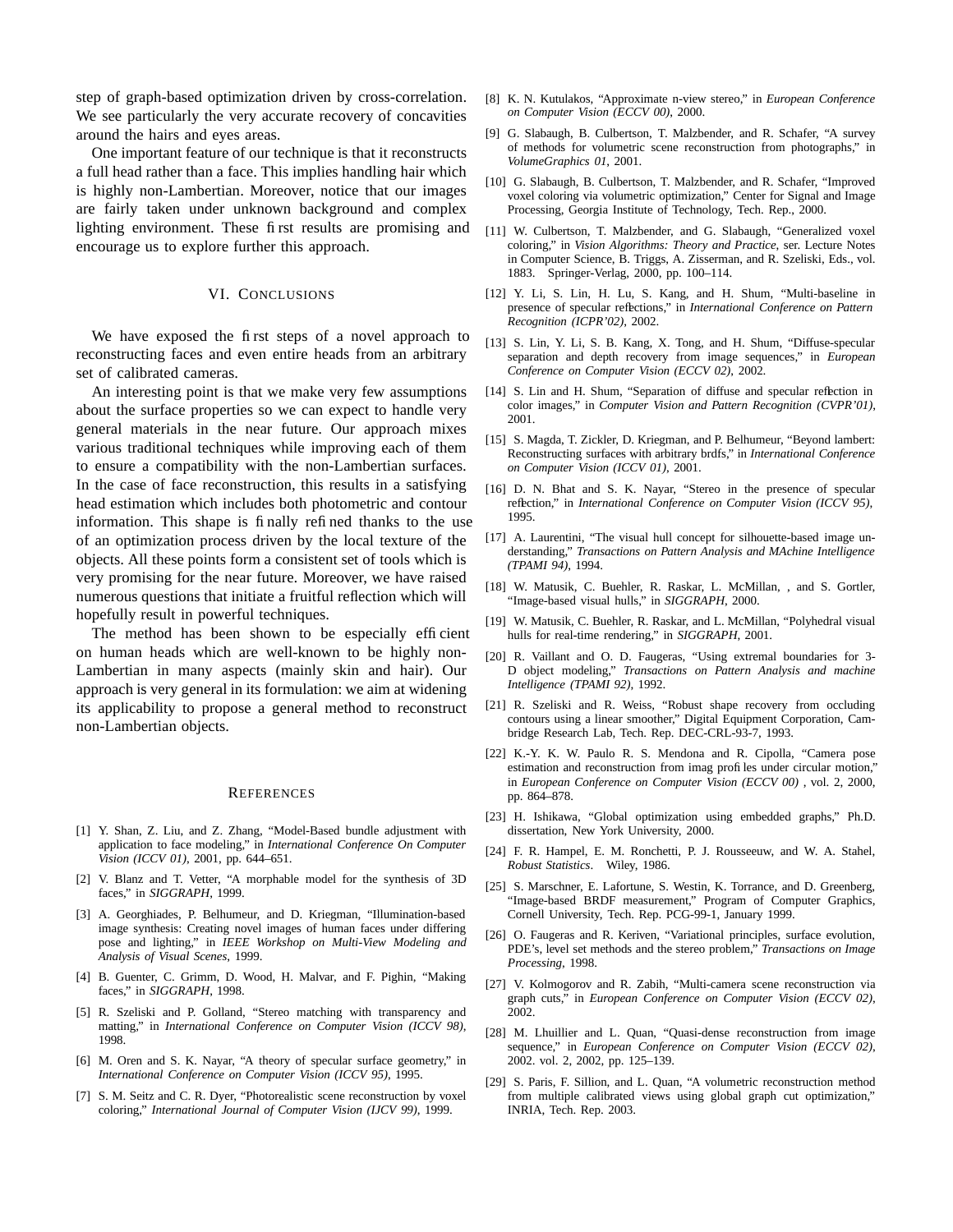step of graph-based optimization driven by cross-correlation. We see particularly the very accurate recovery of concavities around the hairs and eyes areas.

One important feature of our technique is that it reconstructs a full head rather than a face. This implies handling hair which is highly non-Lambertian. Moreover, notice that our images are fairly taken under unknown background and complex lighting environment. These first results are promising and encourage us to explore further this approach.

## VI. Conclusions

We have exposed the first steps of a novel approach to reconstructing faces and even entire heads from an arbitrary set of calibrated cameras.

An interesting point is that we make very few assumptions about the surface properties so we can expect to handle very general materials in the near future. Our approach mixes various traditional techniques while improving each of them to ensure a compatibility with the non-Lambertian surfaces. In the case of face reconstruction, this results in a satisfying head estimation which includes both photometric and contour information. This shape is finally refined thanks to the use of an optimization process driven by the local texture of the objects. All these points form a consistent set of tools which is very promising for the near future. Moreover, we have raised numerous questions that initiate a fruitful reflection which will hopefully result in powerful techniques.

The method has been shown to be especially efficient on human heads which are well-known to be highly non-Lambertian in many aspects (mainly skin and hair). Our approach is very general in its formulation: we aim at widening its applicability to propose a general method to reconstruct non-Lambertian objects.

## References

[1] Y. Shan, Z. Liu, and Z. Zhang, "Model-Based bundle adjustment with application to face modeling," in *International Conference On Computer Vision (ICCV 01)*, 2001, pp. 644–651.

[2] V. Blanz and T. Vetter, "A morphable model for the synthesis of 3D faces," in *SIGGRAPH*, 1999.

[3] A. Georghiades, P. Belhumeur, and D. Kriegman, "Illumination-based image synthesis: Creating novel images of human faces under differing pose and lighting," in *IEEE Workshop on Multi-View Modeling and Analysis of Visual Scenes*, 1999.

[4] B. Guenter, C. Grimm, D. Wood, H. Malvar, and F. Pighin, "Making faces," in *SIGGRAPH*, 1998.

[5] R. Szeliski and P. Golland, "Stereo matching with transparency and matting," in *International Conference on Computer Vision (ICCV 98)*, 1998.

[6] M. Oren and S. K. Nayar, "A theory of specular surface geometry," in *International Conference on Computer Vision (ICCV 95)*, 1995.

[7] S. M. Seitz and C. R. Dyer, "Photorealistic scene reconstruction by voxel coloring," *International Journal of Computer Vision (IJCV 99)*, 1999.

[8] K. N. Kutulakos, "Approximate n-view stereo," in *European Conference on Computer Vision (ECCV 00)*, 2000.

[9] G. Slabaugh, B. Culbertson, T. Malzbender, and R. Schafer, "A survey of methods for volumetric scene reconstruction from photographs," in *VolumeGraphics 01*, 2001.

[10] G. Slabaugh, B. Culbertson, T. Malzbender, and R. Schafer, "Improved voxel coloring via volumetric optimization," Center for Signal and Image Processing, Georgia Institute of Technology, Tech. Rep., 2000.

[11] W. Culbertson, T. Malzbender, and G. Slabaugh, "Generalized voxel coloring," in *Vision Algorithms: Theory and Practice*, ser. Lecture Notes in Computer Science, B. Triggs, A. Zisserman, and R. Szeliski, Eds., vol. 1883. Springer-Verlag, 2000, pp. 100–114.

[12] Y. Li, S. Lin, H. Lu, S. Kang, and H. Shum, "Multi-baseline in presence of specular reflections," in *International Conference on Pattern Recognition (ICPR'02)*, 2002.

[13] S. Lin, Y. Li, S. B. Kang, X. Tong, and H. Shum, "Diffuse-specular separation and depth recovery from image sequences," in *European Conference on Computer Vision (ECCV 02)*, 2002.

[14] S. Lin and H. Shum, "Separation of diffuse and specular reflection in color images," in *Computer Vision and Pattern Recognition (CVPR'01)*, 2001.

[15] S. Magda, T. Zickler, D. Kriegman, and P. Belhumeur, "Beyond lambert: Reconstructing surfaces with arbitrary brdfs," in *International Conference on Computer Vision (ICCV 01)*, 2001.

[16] D. N. Bhat and S. K. Nayar, "Stereo in the presence of specular reflection," in *International Conference on Computer Vision (ICCV 95)*, 1995.

[17] A. Laurentini, "The visual hull concept for silhouette-based image understanding," *Transactions on Pattern Analysis and MAchine Intelligence (TPAMI 94)*, 1994.

[18] W. Matusik, C. Buehler, R. Raskar, L. McMillan, , and S. Gortler, "Image-based visual hulls," in *SIGGRAPH*, 2000.

[19] W. Matusik, C. Buehler, R. Raskar, and L. McMillan, "Polyhedral visual hulls for real-time rendering," in *SIGGRAPH*, 2001.

[20] R. Vaillant and O. D. Faugeras, "Using extremal boundaries for 3-D object modeling," *Transactions on Pattern Analysis and machine Intelligence (TPAMI 92)*, 1992.

[21] R. Szeliski and R. Weiss, "Robust shape recovery from occluding contours using a linear smoother," Digital Equipment Corporation, Cambridge Research Lab, Tech. Rep. DEC-CRL-93-7, 1993.

[22] K.-Y. K. W. Paulo R. S. Mendona and R. Cipolla, "Camera pose estimation and reconstruction from imag profiles under circular motion," in *European Conference on Computer Vision (ECCV 00)* , vol. 2, 2000, pp. 864–878.

[23] H. Ishikawa, "Global optimization using embedded graphs," Ph.D. dissertation, New York University, 2000.

[24] F. R. Hampel, E. M. Ronchetti, P. J. Rousseeuw, and W. A. Stahel, *Robust Statistics*. Wiley, 1986.

[25] S. Marschner, E. Lafortune, S. Westin, K. Torrance, and D. Greenberg, "Image-based BRDF measurement," Program of Computer Graphics, Cornell University, Tech. Rep. PCG-99-1, January 1999.

[26] O. Faugeras and R. Keriven, "Variational principles, surface evolution, PDE's, level set methods and the stereo problem," *Transactions on Image Processing*, 1998.

[27] V. Kolmogorov and R. Zabih, "Multi-camera scene reconstruction via graph cuts," in *European Conference on Computer Vision (ECCV 02)*, 2002.

[28] M. Lhuillier and L. Quan, "Quasi-dense reconstruction from image sequence," in *European Conference on Computer Vision (ECCV 02)*, 2002. vol. 2, 2002, pp. 125–139.

[29] S. Paris, F. Sillion, and L. Quan, "A volumetric reconstruction method from multiple calibrated views using global graph cut optimization," INRIA, Tech. Rep. 2003.